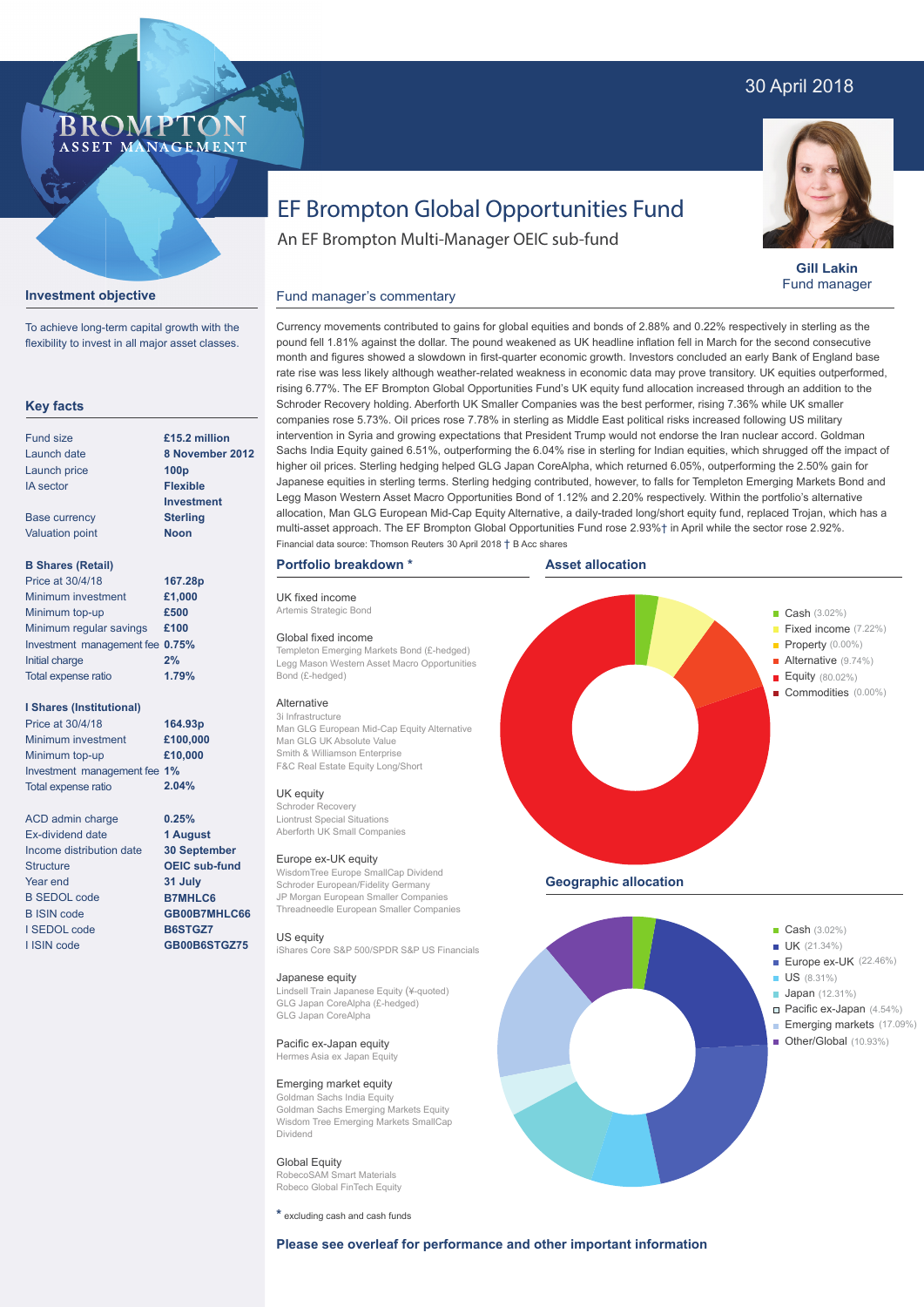# EF Brompton Global Opportunities Fund

An EF Brompton Multi-Manager OEIC sub-fund

30 April 2018

BROMPTON ASSET MANAGEMENT

**Gill Lakin**
Fund manager

## Investment objective

To achieve long-term capital growth with the flexibility to invest in all major asset classes.

## Key facts

| | |
|---|---|
| Fund size | **£15.2 million** |
| Launch date | **8 November 2012** |
| Launch price | **100p** |
| IA sector | **Flexible Investment** |
| Base currency | **Sterling** |
| Valuation point | **Noon** |

**B Shares (Retail)**

| | |
|---|---|
| Price at 30/4/18 | **167.28p** |
| Minimum investment | **£1,000** |
| Minimum top-up | **£500** |
| Minimum regular savings | **£100** |
| Investment management fee | **0.75%** |
| Initial charge | **2%** |
| Total expense ratio | **1.79%** |

**I Shares (Institutional)**

| | |
|---|---|
| Price at 30/4/18 | **164.93p** |
| Minimum investment | **£100,000** |
| Minimum top-up | **£10,000** |
| Investment management fee | **1%** |
| Total expense ratio | **2.04%** |

| | |
|---|---|
| ACD admin charge | **0.25%** |
| Ex-dividend date | **1 August** |
| Income distribution date | **30 September** |
| Structure | **OEIC sub-fund** |
| Year end | **31 July** |
| B SEDOL code | **B7MHLC6** |
| B ISIN code | **GB00B7MHLC66** |
| I SEDOL code | **B6STGZ7** |
| I ISIN code | **GB00B6STGZ75** |

## Fund manager's commentary

Currency movements contributed to gains for global equities and bonds of 2.88% and 0.22% respectively in sterling as the pound fell 1.81% against the dollar. The pound weakened as UK headline inflation fell in March for the second consecutive month and figures showed a slowdown in first-quarter economic growth. Investors concluded an early Bank of England base rate rise was less likely although weather-related weakness in economic data may prove transitory. UK equities outperformed, rising 6.77%. The EF Brompton Global Opportunities Fund's UK equity fund allocation increased through an addition to the Schroder Recovery holding. Aberforth UK Smaller Companies was the best performer, rising 7.36% while UK smaller companies rose 5.73%. Oil prices rose 7.78% in sterling as Middle East political risks increased following US military intervention in Syria and growing expectations that President Trump would not endorse the Iran nuclear accord. Goldman Sachs India Equity gained 6.51%, outperforming the 6.04% rise in sterling for Indian equities, which shrugged off the impact of higher oil prices. Sterling hedging helped GLG Japan CoreAlpha, which returned 6.05%, outperforming the 2.50% gain for Japanese equities in sterling terms. Sterling hedging contributed, however, to falls for Templeton Emerging Markets Bond and Legg Mason Western Asset Macro Opportunities Bond of 1.12% and 2.20% respectively. Within the portfolio's alternative allocation, Man GLG European Mid-Cap Equity Alternative, a daily-traded long/short equity fund, replaced Trojan, which has a multi-asset approach. The EF Brompton Global Opportunities Fund rose 2.93%† in April while the sector rose 2.92%.

Financial data source: Thomson Reuters 30 April 2018 † B Acc shares

## Portfolio breakdown *

**UK fixed income**
Artemis Strategic Bond

**Global fixed income**
Templeton Emerging Markets Bond (£-hedged)
Legg Mason Western Asset Macro Opportunities Bond (£-hedged)

**Alternative**
3i Infrastructure
Man GLG European Mid-Cap Equity Alternative
Man GLG UK Absolute Value
Smith & Williamson Enterprise
F&C Real Estate Equity Long/Short

**UK equity**
Schroder Recovery
Liontrust Special Situations
Aberforth UK Small Companies

**Europe ex-UK equity**
WisdomTree Europe SmallCap Dividend
Schroder European/Fidelity Germany
JP Morgan European Smaller Companies
Threadneedle European Smaller Companies

**US equity**
iShares Core S&P 500/SPDR S&P US Financials

**Japanese equity**
Lindsell Train Japanese Equity (¥-quoted)
GLG Japan CoreAlpha (£-hedged)
GLG Japan CoreAlpha

**Pacific ex-Japan equity**
Hermes Asia ex Japan Equity

**Emerging market equity**
Goldman Sachs India Equity
Goldman Sachs Emerging Markets Equity
Wisdom Tree Emerging Markets SmallCap Dividend

**Global Equity**
RobecoSAM Smart Materials
Robeco Global FinTech Equity

* excluding cash and cash funds

## Asset allocation

- Cash (3.02%)
- Fixed income (7.22%)
- Property (0.00%)
- Alternative (9.74%)
- Equity (80.02%)
- Commodities (0.00%)

## Geographic allocation

- Cash (3.02%)
- UK (21.34%)
- Europe ex-UK (22.46%)
- US (8.31%)
- Japan (12.31%)
- Pacific ex-Japan (4.54%)
- Emerging markets (17.09%)
- Other/Global (10.93%)

**Please see overleaf for performance and other important information**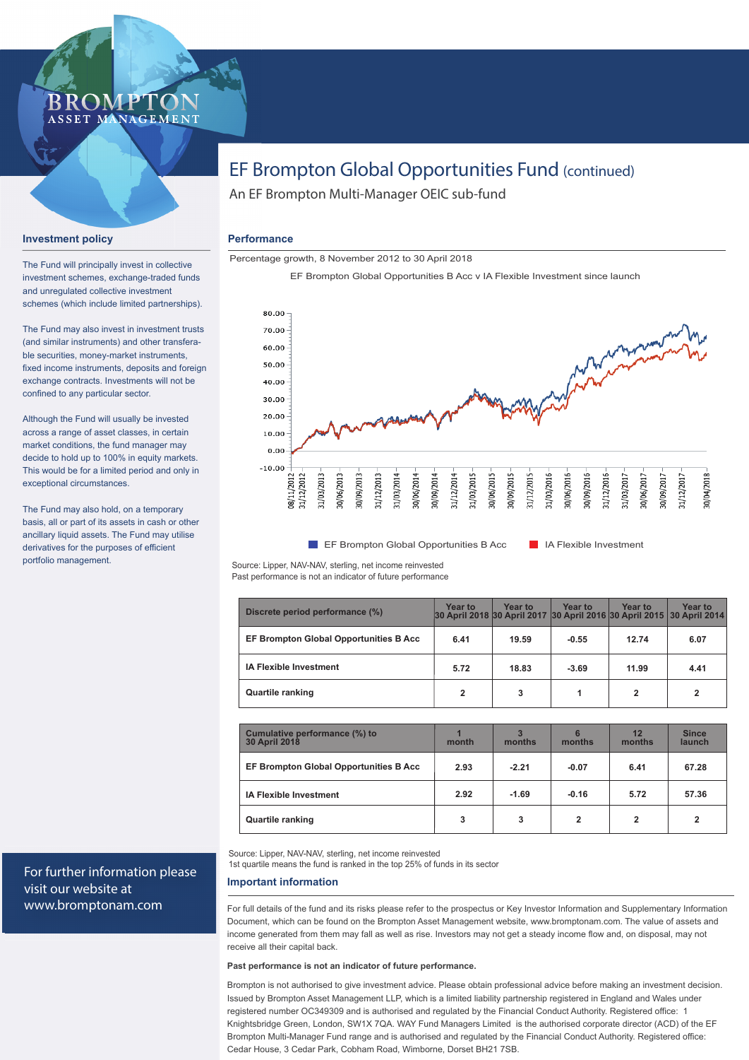# EF Brompton Global Opportunities Fund (continued)

An EF Brompton Multi-Manager OEIC sub-fund

## Investment policy

The Fund will principally invest in collective investment schemes, exchange-traded funds and unregulated collective investment schemes (which include limited partnerships).

The Fund may also invest in investment trusts (and similar instruments) and other transferable securities, money-market instruments, fixed income instruments, deposits and foreign exchange contracts. Investments will not be confined to any particular sector.

Although the Fund will usually be invested across a range of asset classes, in certain market conditions, the fund manager may decide to hold up to 100% in equity markets. This would be for a limited period and only in exceptional circumstances.

The Fund may also hold, on a temporary basis, all or part of its assets in cash or other ancillary liquid assets. The Fund may utilise derivatives for the purposes of efficient portfolio management.

For further information please visit our website at www.bromptonam.com

## Performance

Percentage growth, 8 November 2012 to 30 April 2018

EF Brompton Global Opportunities B Acc v IA Flexible Investment since launch

80.00
70.00
60.00
50.00
40.00
30.00
20.00
10.00
0.00
-10.00

08/11/2012
31/12/2012
31/03/2013
30/06/2013
30/09/2013
31/12/2013
31/03/2014
30/06/2014
30/09/2014
31/12/2014
31/03/2015
30/06/2015
30/09/2015
31/12/2015
31/03/2016
30/06/2016
30/09/2016
31/12/2016
31/03/2017
30/06/2017
30/09/2017
31/12/2017
30/04/2018

EF Brompton Global Opportunities B Acc
IA Flexible Investment

Source: Lipper, NAV-NAV, sterling, net income reinvested
Past performance is not an indicator of future performance

| Discrete period performance (%) | Year to 30 April 2018 | Year to 30 April 2017 | Year to 30 April 2016 | Year to 30 April 2015 | Year to 30 April 2014 |
|---|---|---|---|---|---|
| EF Brompton Global Opportunities B Acc | 6.41 | 19.59 | -0.55 | 12.74 | 6.07 |
| IA Flexible Investment | 5.72 | 18.83 | -3.69 | 11.99 | 4.41 |
| Quartile ranking | 2 | 3 | 1 | 2 | 2 |

| Cumulative performance (%) to 30 April 2018 | 1 month | 3 months | 6 months | 12 months | Since launch |
|---|---|---|---|---|---|
| EF Brompton Global Opportunities B Acc | 2.93 | -2.21 | -0.07 | 6.41 | 67.28 |
| IA Flexible Investment | 2.92 | -1.69 | -0.16 | 5.72 | 57.36 |
| Quartile ranking | 3 | 3 | 2 | 2 | 2 |

Source: Lipper, NAV-NAV, sterling, net income reinvested
1st quartile means the fund is ranked in the top 25% of funds in its sector

## Important information

For full details of the fund and its risks please refer to the prospectus or Key Investor Information and Supplementary Information Document, which can be found on the Brompton Asset Management website, www.bromptonam.com. The value of assets and income generated from them may fall as well as rise. Investors may not get a steady income flow and, on disposal, may not receive all their capital back.

**Past performance is not an indicator of future performance.**

Brompton is not authorised to give investment advice. Please obtain professional advice before making an investment decision. Issued by Brompton Asset Management LLP, which is a limited liability partnership registered in England and Wales under registered number OC349309 and is authorised and regulated by the Financial Conduct Authority. Registered office: 1 Knightsbridge Green, London, SW1X 7QA. WAY Fund Managers Limited is the authorised corporate director (ACD) of the EF Brompton Multi-Manager Fund range and is authorised and regulated by the Financial Conduct Authority. Registered office: Cedar House, 3 Cedar Park, Cobham Road, Wimborne, Dorset BH21 7SB.